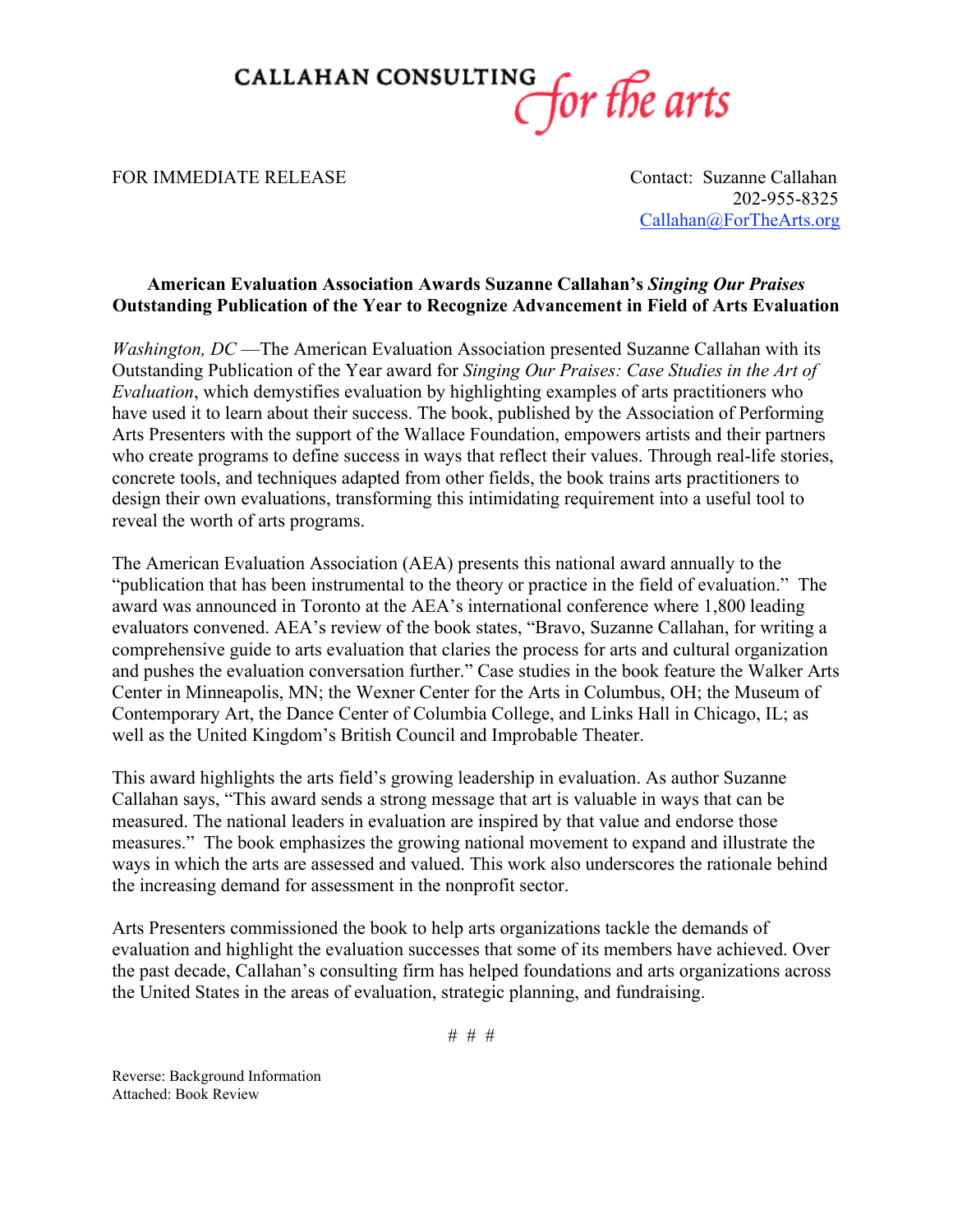CALLAHAN CONSULTING *for the arts*

FOR IMMEDIATE RELEASE

Contact: Suzanne Callahan
202-955-8325
Callahan@ForTheArts.org

**American Evaluation Association Awards Suzanne Callahan's *Singing Our Praises* Outstanding Publication of the Year to Recognize Advancement in Field of Arts Evaluation**

*Washington, DC* —The American Evaluation Association presented Suzanne Callahan with its Outstanding Publication of the Year award for *Singing Our Praises: Case Studies in the Art of Evaluation*, which demystifies evaluation by highlighting examples of arts practitioners who have used it to learn about their success. The book, published by the Association of Performing Arts Presenters with the support of the Wallace Foundation, empowers artists and their partners who create programs to define success in ways that reflect their values. Through real-life stories, concrete tools, and techniques adapted from other fields, the book trains arts practitioners to design their own evaluations, transforming this intimidating requirement into a useful tool to reveal the worth of arts programs.

The American Evaluation Association (AEA) presents this national award annually to the "publication that has been instrumental to the theory or practice in the field of evaluation." The award was announced in Toronto at the AEA's international conference where 1,800 leading evaluators convened. AEA's review of the book states, "Bravo, Suzanne Callahan, for writing a comprehensive guide to arts evaluation that claries the process for arts and cultural organization and pushes the evaluation conversation further." Case studies in the book feature the Walker Arts Center in Minneapolis, MN; the Wexner Center for the Arts in Columbus, OH; the Museum of Contemporary Art, the Dance Center of Columbia College, and Links Hall in Chicago, IL; as well as the United Kingdom's British Council and Improbable Theater.

This award highlights the arts field's growing leadership in evaluation. As author Suzanne Callahan says, "This award sends a strong message that art is valuable in ways that can be measured. The national leaders in evaluation are inspired by that value and endorse those measures." The book emphasizes the growing national movement to expand and illustrate the ways in which the arts are assessed and valued. This work also underscores the rationale behind the increasing demand for assessment in the nonprofit sector.

Arts Presenters commissioned the book to help arts organizations tackle the demands of evaluation and highlight the evaluation successes that some of its members have achieved. Over the past decade, Callahan's consulting firm has helped foundations and arts organizations across the United States in the areas of evaluation, strategic planning, and fundraising.

# # #

Reverse: Background Information
Attached: Book Review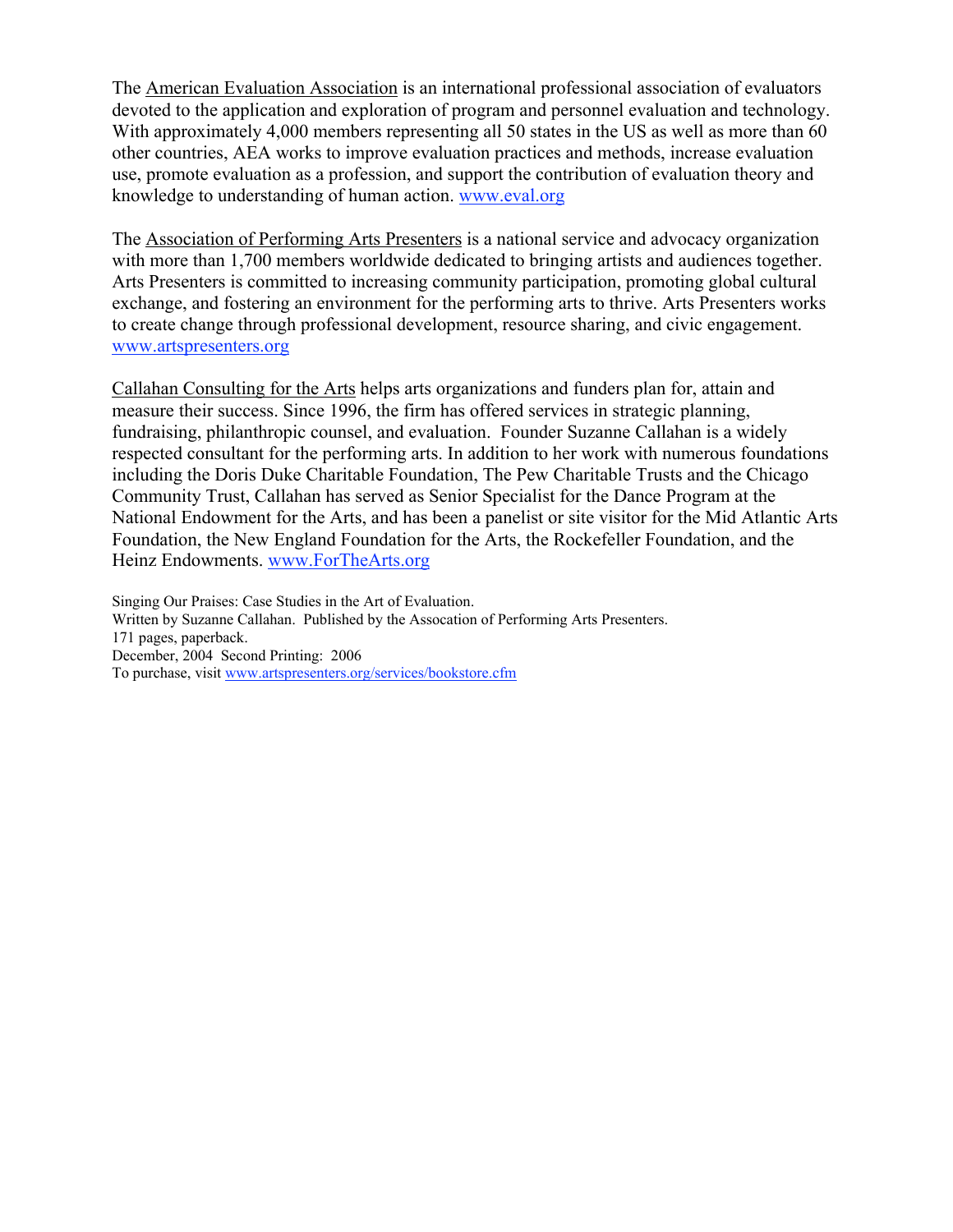The American Evaluation Association is an international professional association of evaluators devoted to the application and exploration of program and personnel evaluation and technology. With approximately 4,000 members representing all 50 states in the US as well as more than 60 other countries, AEA works to improve evaluation practices and methods, increase evaluation use, promote evaluation as a profession, and support the contribution of evaluation theory and knowledge to understanding of human action. www.eval.org

The Association of Performing Arts Presenters is a national service and advocacy organization with more than 1,700 members worldwide dedicated to bringing artists and audiences together. Arts Presenters is committed to increasing community participation, promoting global cultural exchange, and fostering an environment for the performing arts to thrive. Arts Presenters works to create change through professional development, resource sharing, and civic engagement. www.artspresenters.org

Callahan Consulting for the Arts helps arts organizations and funders plan for, attain and measure their success. Since 1996, the firm has offered services in strategic planning, fundraising, philanthropic counsel, and evaluation. Founder Suzanne Callahan is a widely respected consultant for the performing arts. In addition to her work with numerous foundations including the Doris Duke Charitable Foundation, The Pew Charitable Trusts and the Chicago Community Trust, Callahan has served as Senior Specialist for the Dance Program at the National Endowment for the Arts, and has been a panelist or site visitor for the Mid Atlantic Arts Foundation, the New England Foundation for the Arts, the Rockefeller Foundation, and the Heinz Endowments. www.ForTheArts.org

Singing Our Praises: Case Studies in the Art of Evaluation.
Written by Suzanne Callahan. Published by the Association of Performing Arts Presenters.
171 pages, paperback.
December, 2004 Second Printing: 2006
To purchase, visit www.artspresenters.org/services/bookstore.cfm